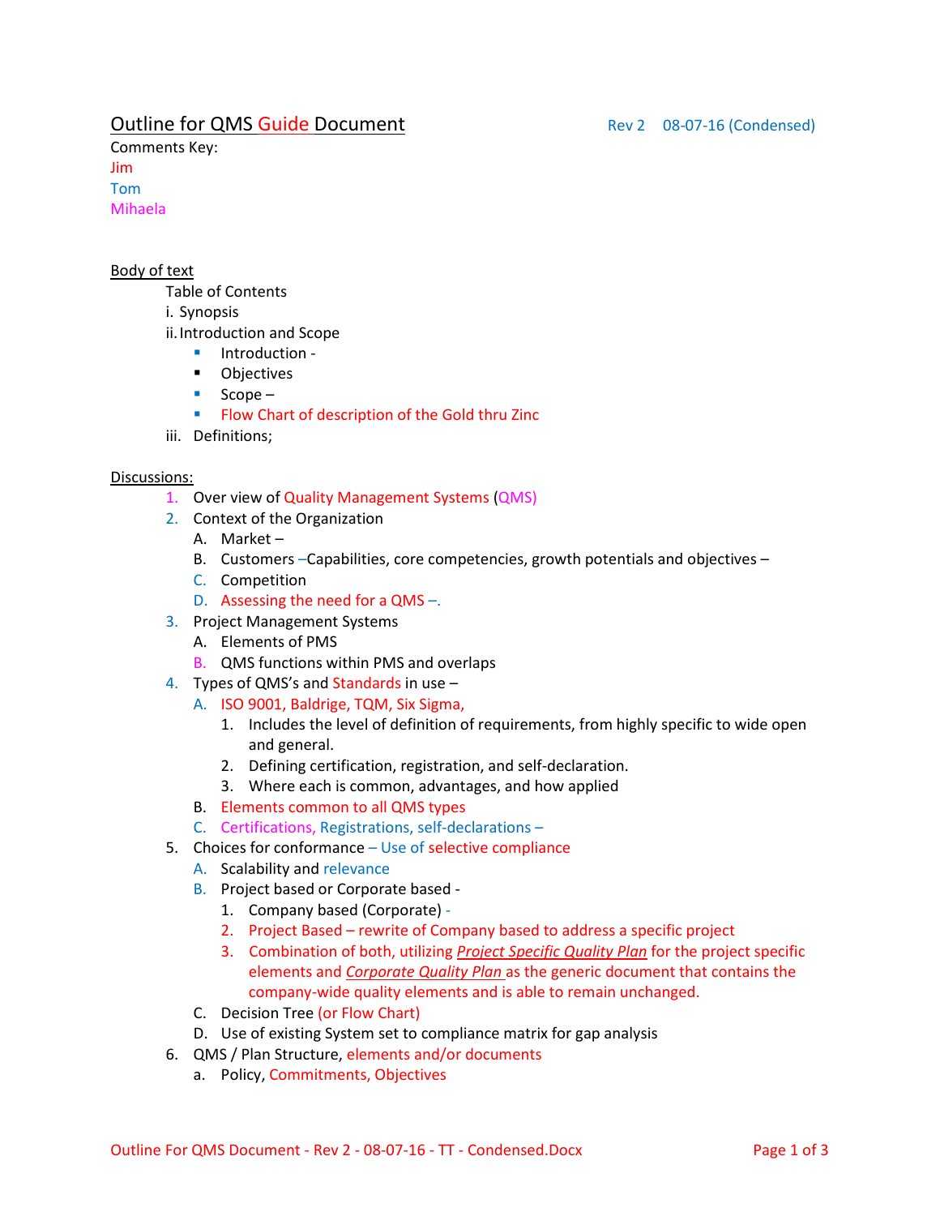# Outline for QMS Guide Document

Rev 2 08-07-16 (Condensed)

Comments Key:
Jim
Tom
Mihaela

**Body of text**

Table of Contents

i. Synopsis

ii. Introduction and Scope

- Introduction -
- Objectives
- Scope –
- Flow Chart of description of the Gold thru Zinc

iii. Definitions;

**Discussions:**

1. Over view of Quality Management Systems (QMS)
2. Context of the Organization
   - A. Market –
   - B. Customers –Capabilities, core competencies, growth potentials and objectives –
   - C. Competition
   - D. Assessing the need for a QMS –.
3. Project Management Systems
   - A. Elements of PMS
   - B. QMS functions within PMS and overlaps
4. Types of QMS's and Standards in use –
   - A. ISO 9001, Baldrige, TQM, Six Sigma,
     1. Includes the level of definition of requirements, from highly specific to wide open and general.
     2. Defining certification, registration, and self-declaration.
     3. Where each is common, advantages, and how applied
   - B. Elements common to all QMS types
   - C. Certifications, Registrations, self-declarations –
5. Choices for conformance – Use of selective compliance
   - A. Scalability and relevance
   - B. Project based or Corporate based -
     1. Company based (Corporate) -
     2. Project Based – rewrite of Company based to address a specific project
     3. Combination of both, utilizing *Project Specific Quality Plan* for the project specific elements and *Corporate Quality Plan* as the generic document that contains the company-wide quality elements and is able to remain unchanged.
   - C. Decision Tree (or Flow Chart)
   - D. Use of existing System set to compliance matrix for gap analysis
6. QMS / Plan Structure, elements and/or documents
   - a. Policy, Commitments, Objectives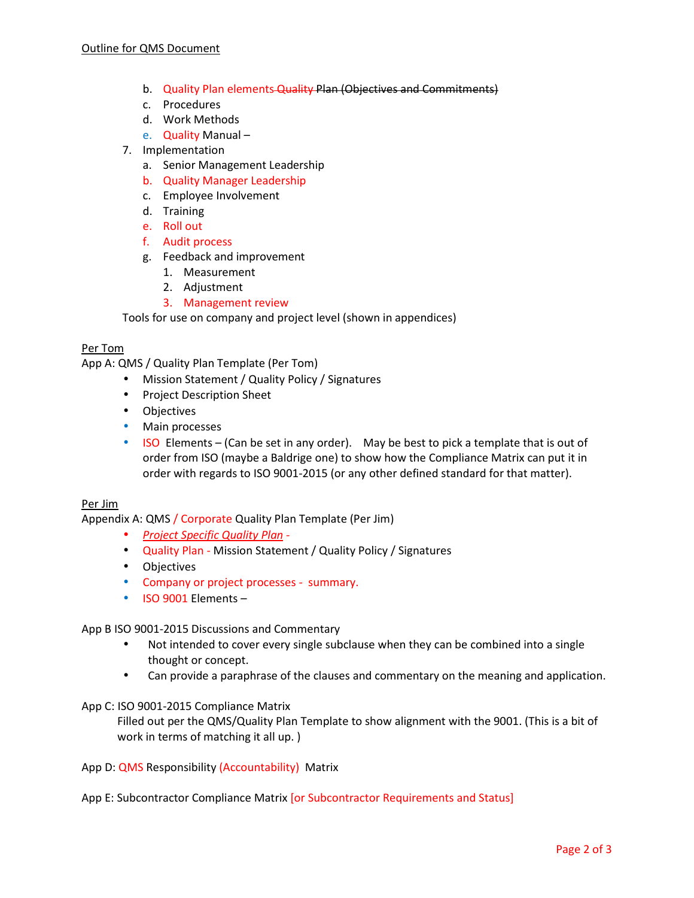Outline for QMS Document

   b. Quality Plan elements ~~Quality Plan (Objectives and Commitments)~~
   c. Procedures
   d. Work Methods
   e. Quality Manual –
7. Implementation
   a. Senior Management Leadership
   b. Quality Manager Leadership
   c. Employee Involvement
   d. Training
   e. Roll out
   f. Audit process
   g. Feedback and improvement
      1. Measurement
      2. Adjustment
      3. Management review

Tools for use on company and project level (shown in appendices)

Per Tom

App A: QMS / Quality Plan Template (Per Tom)

- Mission Statement / Quality Policy / Signatures
- Project Description Sheet
- Objectives
- Main processes
- ISO Elements – (Can be set in any order). May be best to pick a template that is out of order from ISO (maybe a Baldrige one) to show how the Compliance Matrix can put it in order with regards to ISO 9001-2015 (or any other defined standard for that matter).

Per Jim

Appendix A: QMS / Corporate Quality Plan Template (Per Jim)

- *Project Specific Quality Plan* -
- Quality Plan - Mission Statement / Quality Policy / Signatures
- Objectives
- Company or project processes - summary.
- ISO 9001 Elements –

App B ISO 9001-2015 Discussions and Commentary

- Not intended to cover every single subclause when they can be combined into a single thought or concept.
- Can provide a paraphrase of the clauses and commentary on the meaning and application.

App C: ISO 9001-2015 Compliance Matrix

Filled out per the QMS/Quality Plan Template to show alignment with the 9001. (This is a bit of work in terms of matching it all up. )

App D: QMS Responsibility (Accountability) Matrix

App E: Subcontractor Compliance Matrix [or Subcontractor Requirements and Status]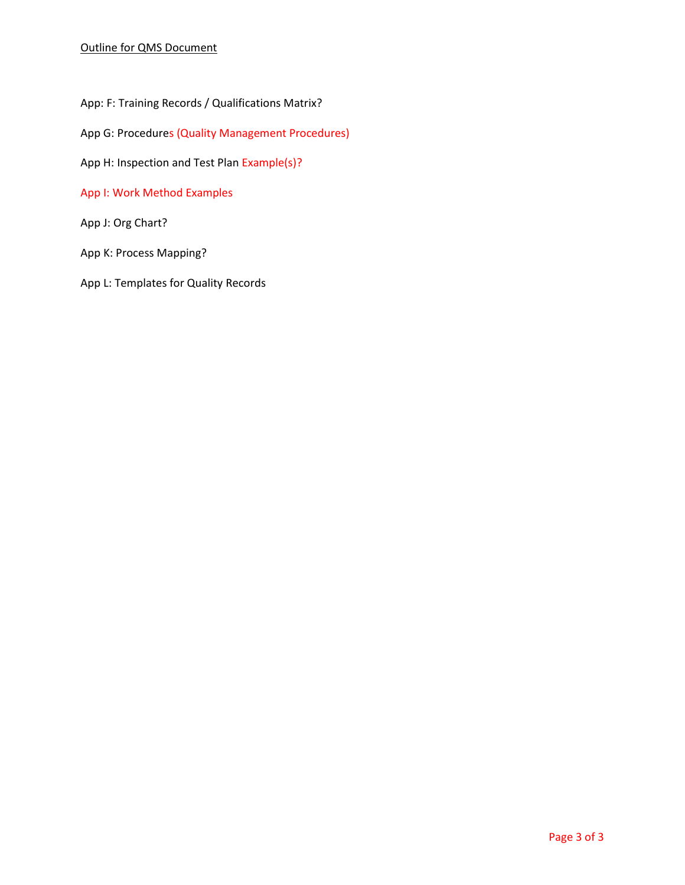Outline for QMS Document

App: F: Training Records / Qualifications Matrix?

App G: Procedures (Quality Management Procedures)

App H: Inspection and Test Plan Example(s)?

App I: Work Method Examples

App J: Org Chart?

App K: Process Mapping?

App L: Templates for Quality Records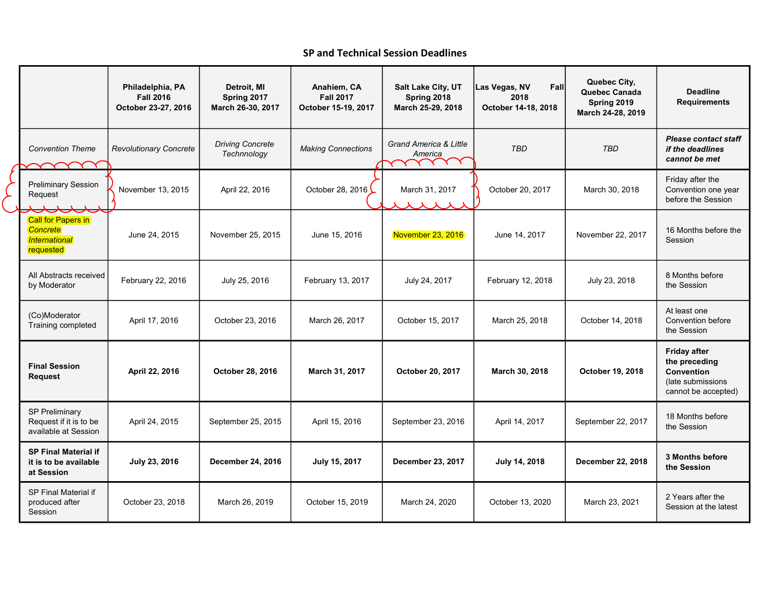## SP and Technical Session Deadlines

| | **Philadelphia, PA Fall 2016 October 23-27, 2016** | **Detroit, MI Spring 2017 March 26-30, 2017** | **Anaheim, CA Fall 2017 October 15-19, 2017** | **Salt Lake City, UT Spring 2018 March 25-29, 2018** | **Las Vegas, NV Fall 2018 October 14-18, 2018** | **Quebec City, Quebec Canada Spring 2019 March 24-28, 2019** | **Deadline Requirements** |
|---|---|---|---|---|---|---|---|
| *Convention Theme* | *Revolutionary Concrete* | *Driving Concrete Technnology* | *Making Connections* | *Grand America & Little America* | *TBD* | *TBD* | ***Please contact staff if the deadlines cannot be met*** |
| Preliminary Session Request | November 13, 2015 | April 22, 2016 | October 28, 2016 | March 31, 2017 | October 20, 2017 | March 30, 2018 | Friday after the Convention one year before the Session |
| Call for Papers in *Concrete International* requested | June 24, 2015 | November 25, 2015 | June 15, 2016 | November 23, 2016 | June 14, 2017 | November 22, 2017 | 16 Months before the Session |
| All Abstracts received by Moderator | February 22, 2016 | July 25, 2016 | February 13, 2017 | July 24, 2017 | February 12, 2018 | July 23, 2018 | 8 Months before the Session |
| (Co)Moderator Training completed | April 17, 2016 | October 23, 2016 | March 26, 2017 | October 15, 2017 | March 25, 2018 | October 14, 2018 | At least one Convention before the Session |
| **Final Session Request** | **April 22, 2016** | **October 28, 2016** | **March 31, 2017** | **October 20, 2017** | **March 30, 2018** | **October 19, 2018** | **Friday after the preceding Convention** (late submissions cannot be accepted) |
| SP Preliminary Request if it is to be available at Session | April 24, 2015 | September 25, 2015 | April 15, 2016 | September 23, 2016 | April 14, 2017 | September 22, 2017 | 18 Months before the Session |
| **SP Final Material if it is to be available at Session** | **July 23, 2016** | **December 24, 2016** | **July 15, 2017** | **December 23, 2017** | **July 14, 2018** | **December 22, 2018** | **3 Months before the Session** |
| SP Final Material if produced after Session | October 23, 2018 | March 26, 2019 | October 15, 2019 | March 24, 2020 | October 13, 2020 | March 23, 2021 | 2 Years after the Session at the latest |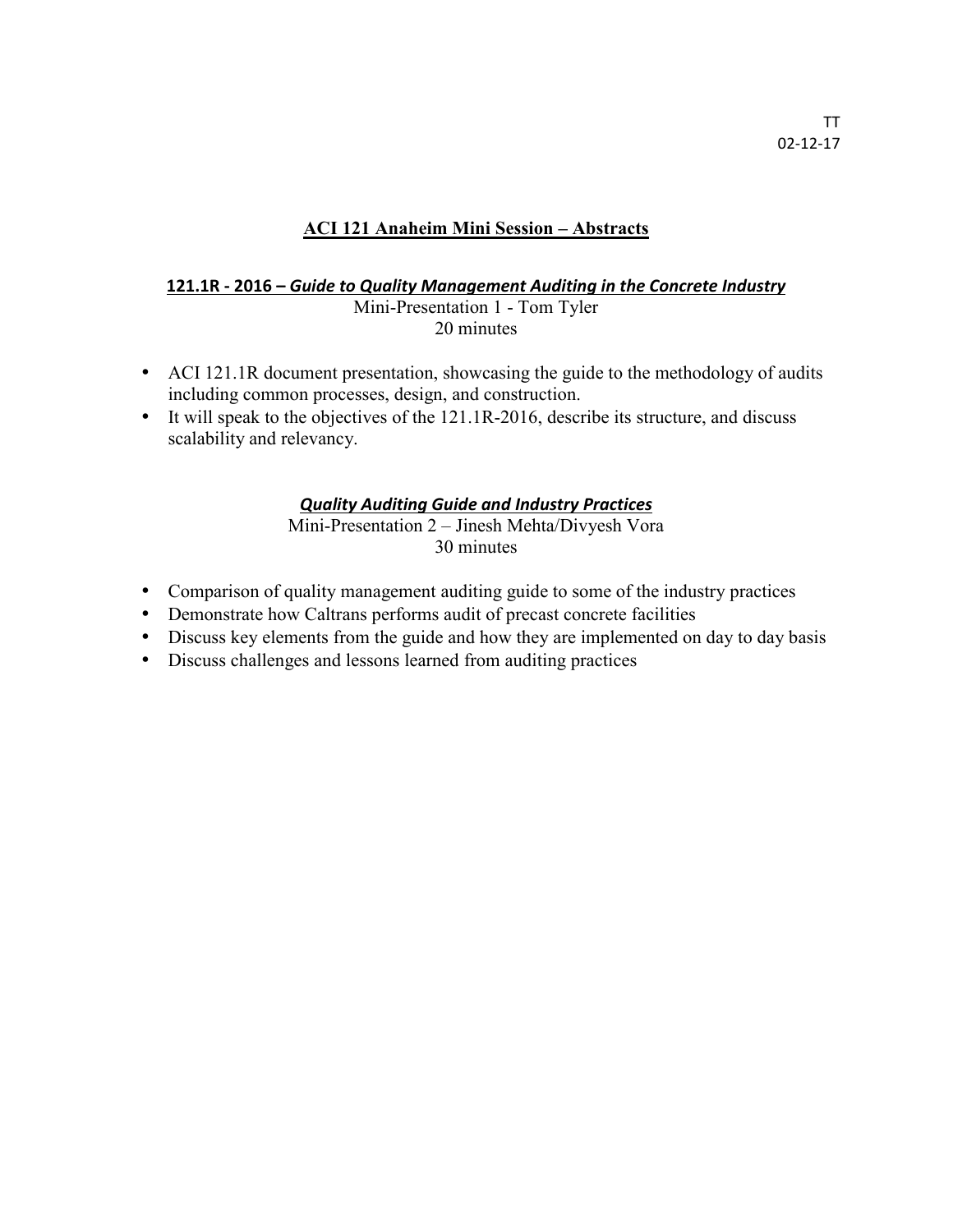TT
02-12-17

# ACI 121 Anaheim Mini Session – Abstracts

## 121.1R - 2016 – *Guide to Quality Management Auditing in the Concrete Industry*

Mini-Presentation 1 - Tom Tyler
20 minutes

- ACI 121.1R document presentation, showcasing the guide to the methodology of audits including common processes, design, and construction.
- It will speak to the objectives of the 121.1R-2016, describe its structure, and discuss scalability and relevancy.

## *Quality Auditing Guide and Industry Practices*

Mini-Presentation 2 – Jinesh Mehta/Divyesh Vora
30 minutes

- Comparison of quality management auditing guide to some of the industry practices
- Demonstrate how Caltrans performs audit of precast concrete facilities
- Discuss key elements from the guide and how they are implemented on day to day basis
- Discuss challenges and lessons learned from auditing practices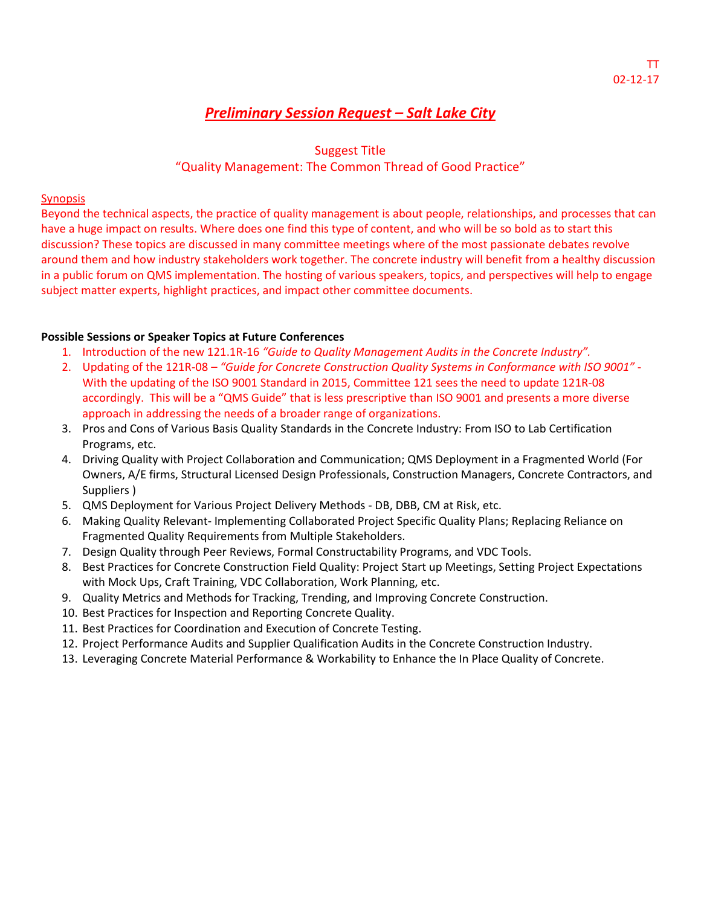TT
02-12-17

# *Preliminary Session Request – Salt Lake City*

Suggest Title
"Quality Management: The Common Thread of Good Practice"

Synopsis

Beyond the technical aspects, the practice of quality management is about people, relationships, and processes that can have a huge impact on results. Where does one find this type of content, and who will be so bold as to start this discussion? These topics are discussed in many committee meetings where of the most passionate debates revolve around them and how industry stakeholders work together. The concrete industry will benefit from a healthy discussion in a public forum on QMS implementation. The hosting of various speakers, topics, and perspectives will help to engage subject matter experts, highlight practices, and impact other committee documents.

**Possible Sessions or Speaker Topics at Future Conferences**

1. Introduction of the new 121.1R-16 *"Guide to Quality Management Audits in the Concrete Industry"*.
2. Updating of the 121R-08 – *"Guide for Concrete Construction Quality Systems in Conformance with ISO 9001"* - With the updating of the ISO 9001 Standard in 2015, Committee 121 sees the need to update 121R-08 accordingly. This will be a "QMS Guide" that is less prescriptive than ISO 9001 and presents a more diverse approach in addressing the needs of a broader range of organizations.
3. Pros and Cons of Various Basis Quality Standards in the Concrete Industry: From ISO to Lab Certification Programs, etc.
4. Driving Quality with Project Collaboration and Communication; QMS Deployment in a Fragmented World (For Owners, A/E firms, Structural Licensed Design Professionals, Construction Managers, Concrete Contractors, and Suppliers )
5. QMS Deployment for Various Project Delivery Methods - DB, DBB, CM at Risk, etc.
6. Making Quality Relevant- Implementing Collaborated Project Specific Quality Plans; Replacing Reliance on Fragmented Quality Requirements from Multiple Stakeholders.
7. Design Quality through Peer Reviews, Formal Constructability Programs, and VDC Tools.
8. Best Practices for Concrete Construction Field Quality: Project Start up Meetings, Setting Project Expectations with Mock Ups, Craft Training, VDC Collaboration, Work Planning, etc.
9. Quality Metrics and Methods for Tracking, Trending, and Improving Concrete Construction.
10. Best Practices for Inspection and Reporting Concrete Quality.
11. Best Practices for Coordination and Execution of Concrete Testing.
12. Project Performance Audits and Supplier Qualification Audits in the Concrete Construction Industry.
13. Leveraging Concrete Material Performance & Workability to Enhance the In Place Quality of Concrete.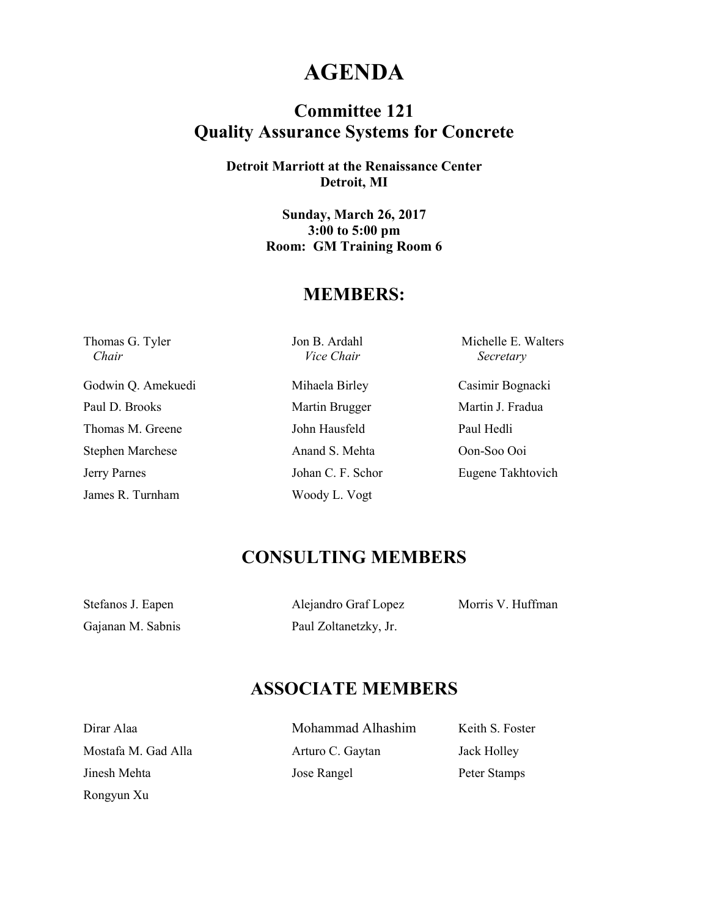# AGENDA

## Committee 121
## Quality Assurance Systems for Concrete

**Detroit Marriott at the Renaissance Center**
**Detroit, MI**

**Sunday, March 26, 2017**
**3:00 to 5:00 pm**
**Room: GM Training Room 6**

## MEMBERS:

| | | |
|---|---|---|
| Thomas G. Tyler<br>*Chair* | Jon B. Ardahl<br>*Vice Chair* | Michelle E. Walters<br>*Secretary* |
| Godwin Q. Amekuedi | Mihaela Birley | Casimir Bognacki |
| Paul D. Brooks | Martin Brugger | Martin J. Fradua |
| Thomas M. Greene | John Hausfeld | Paul Hedli |
| Stephen Marchese | Anand S. Mehta | Oon-Soo Ooi |
| Jerry Parnes | Johan C. F. Schor | Eugene Takhtovich |
| James R. Turnham | Woody L. Vogt | |

## CONSULTING MEMBERS

| | | |
|---|---|---|
| Stefanos J. Eapen | Alejandro Graf Lopez | Morris V. Huffman |
| Gajanan M. Sabnis | Paul Zoltanetzky, Jr. | |

## ASSOCIATE MEMBERS

| | | |
|---|---|---|
| Dirar Alaa | Mohammad Alhashim | Keith S. Foster |
| Mostafa M. Gad Alla | Arturo C. Gaytan | Jack Holley |
| Jinesh Mehta | Jose Rangel | Peter Stamps |
| Rongyun Xu | | |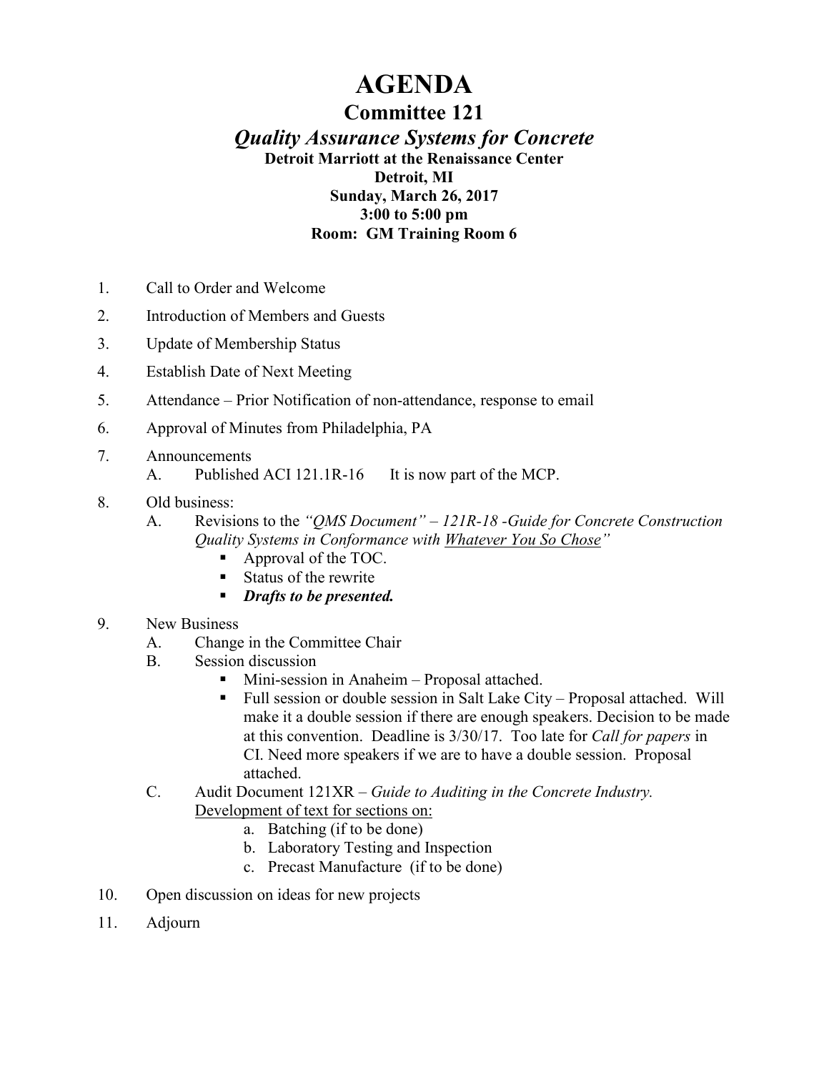# AGENDA

## Committee 121

## *Quality Assurance Systems for Concrete*

**Detroit Marriott at the Renaissance Center**
**Detroit, MI**
**Sunday, March 26, 2017**
**3:00 to 5:00 pm**
**Room: GM Training Room 6**

1. Call to Order and Welcome
2. Introduction of Members and Guests
3. Update of Membership Status
4. Establish Date of Next Meeting
5. Attendance – Prior Notification of non-attendance, response to email
6. Approval of Minutes from Philadelphia, PA
7. Announcements
   A. Published ACI 121.1R-16 It is now part of the MCP.
8. Old business:
   A. Revisions to the *"QMS Document" – 121R-18 -Guide for Concrete Construction Quality Systems in Conformance with Whatever You So Chose"*
      - Approval of the TOC.
      - Status of the rewrite
      - ***Drafts to be presented.***
9. New Business
   A. Change in the Committee Chair
   B. Session discussion
      - Mini-session in Anaheim – Proposal attached.
      - Full session or double session in Salt Lake City – Proposal attached. Will make it a double session if there are enough speakers. Decision to be made at this convention. Deadline is 3/30/17. Too late for *Call for papers* in CI. Need more speakers if we are to have a double session. Proposal attached.
   C. Audit Document 121XR – *Guide to Auditing in the Concrete Industry.*
      Development of text for sections on:
      a. Batching (if to be done)
      b. Laboratory Testing and Inspection
      c. Precast Manufacture (if to be done)
10. Open discussion on ideas for new projects
11. Adjourn